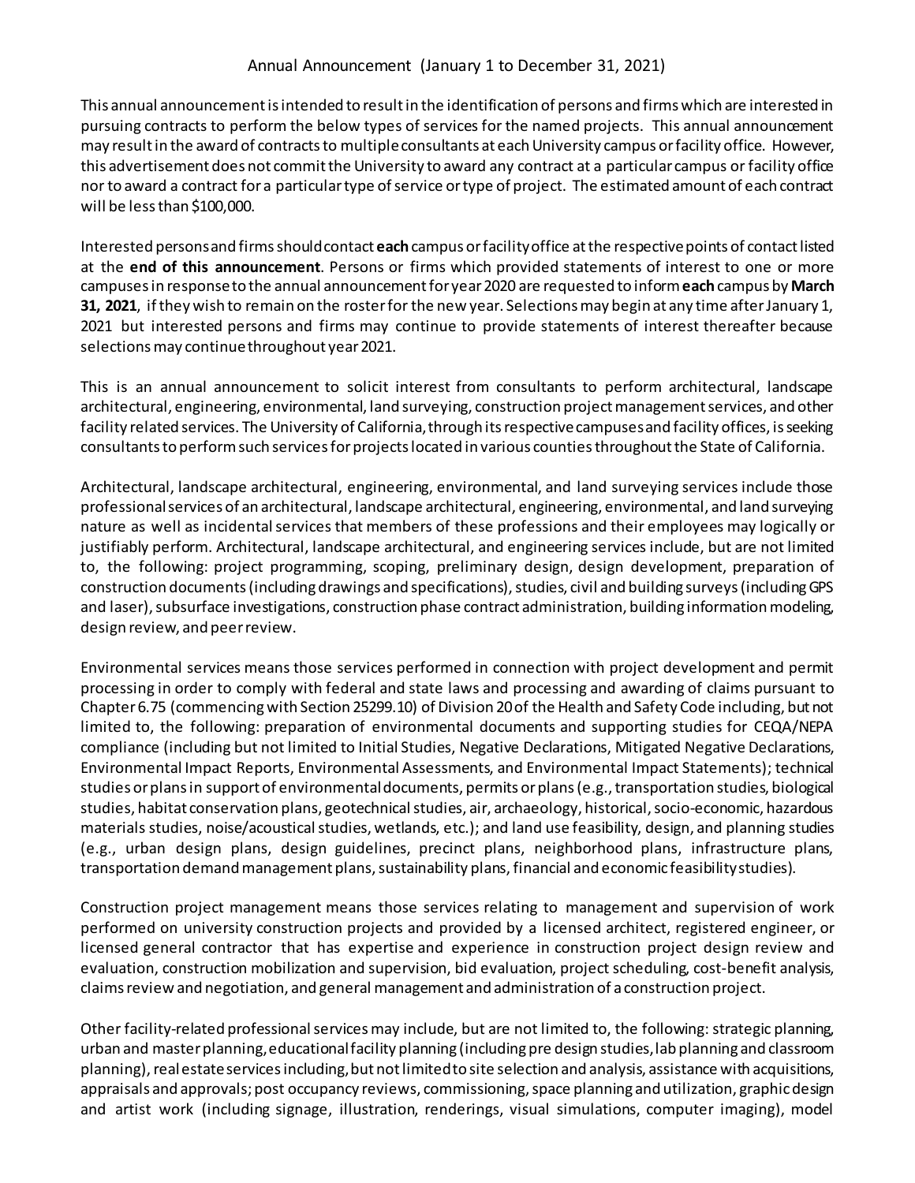# Annual Announcement (January 1 to December 31, 2021)

This annual announcement is intended to result in the identification of persons and firms which are interested in pursuing contracts to perform the below types of services for the named projects. This annual announcement may result in the award of contracts to multiple consultants at each University campus or facility office. However, this advertisement does not commit the University to award any contract at a particular campus or facility office nor to award a contract for a particular type of service or type of project. The estimated amount of each contract will be less than $100,000.

Interested persons and firms should contact **each** campus or facility office at the respective points of contact listed at the **end of this announcement**. Persons or firms which provided statements of interest to one or more campuses in response to the annual announcement for year 2020 are requested to inform **each** campus by **March 31, 2021**, if they wish to remain on the roster for the new year. Selections may begin at any time after January 1, 2021 but interested persons and firms may continue to provide statements of interest thereafter because selections may continue throughout year 2021.

This is an annual announcement to solicit interest from consultants to perform architectural, landscape architectural, engineering, environmental, land surveying, construction project management services, and other facility related services. The University of California, through its respective campuses and facility offices, is seeking consultants to perform such services for projects located in various counties throughout the State of California.

Architectural, landscape architectural, engineering, environmental, and land surveying services include those professional services of an architectural, landscape architectural, engineering, environmental, and land surveying nature as well as incidental services that members of these professions and their employees may logically or justifiably perform. Architectural, landscape architectural, and engineering services include, but are not limited to, the following: project programming, scoping, preliminary design, design development, preparation of construction documents (including drawings and specifications), studies, civil and building surveys (including GPS and laser), subsurface investigations, construction phase contract administration, building information modeling, design review, and peer review.

Environmental services means those services performed in connection with project development and permit processing in order to comply with federal and state laws and processing and awarding of claims pursuant to Chapter 6.75 (commencing with Section 25299.10) of Division 20 of the Health and Safety Code including, but not limited to, the following: preparation of environmental documents and supporting studies for CEQA/NEPA compliance (including but not limited to Initial Studies, Negative Declarations, Mitigated Negative Declarations, Environmental Impact Reports, Environmental Assessments, and Environmental Impact Statements); technical studies or plans in support of environmental documents, permits or plans (e.g., transportation studies, biological studies, habitat conservation plans, geotechnical studies, air, archaeology, historical, socio-economic, hazardous materials studies, noise/acoustical studies, wetlands, etc.); and land use feasibility, design, and planning studies (e.g., urban design plans, design guidelines, precinct plans, neighborhood plans, infrastructure plans, transportation demand management plans, sustainability plans, financial and economic feasibility studies).

Construction project management means those services relating to management and supervision of work performed on university construction projects and provided by a licensed architect, registered engineer, or licensed general contractor that has expertise and experience in construction project design review and evaluation, construction mobilization and supervision, bid evaluation, project scheduling, cost-benefit analysis, claims review and negotiation, and general management and administration of a construction project.

Other facility-related professional services may include, but are not limited to, the following: strategic planning, urban and master planning, educational facility planning (including pre design studies, lab planning and classroom planning), real estate services including, but not limited to site selection and analysis, assistance with acquisitions, appraisals and approvals; post occupancy reviews, commissioning, space planning and utilization, graphic design and artist work (including signage, illustration, renderings, visual simulations, computer imaging), model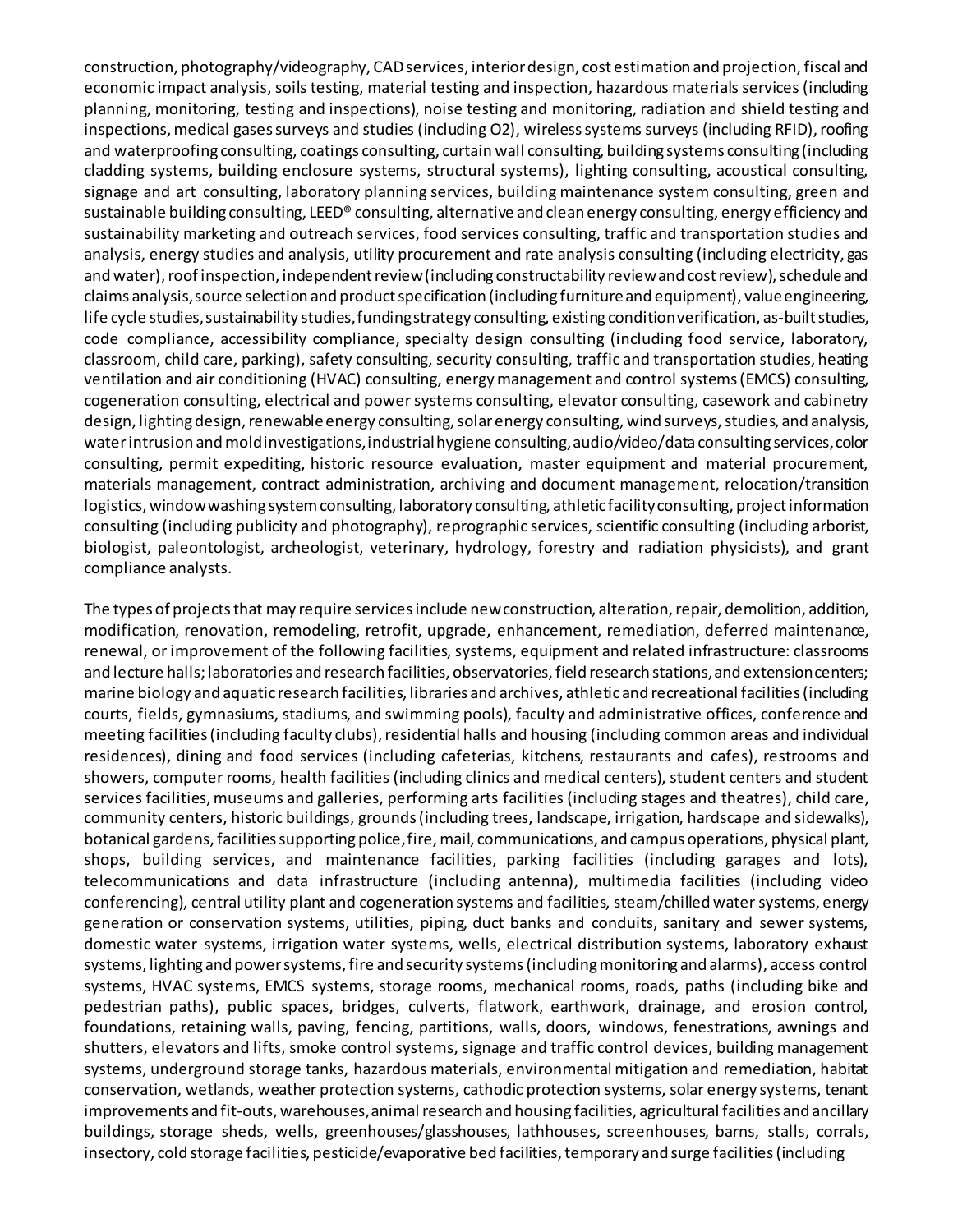construction, photography/videography, CAD services, interior design, cost estimation and projection, fiscal and economic impact analysis, soils testing, material testing and inspection, hazardous materials services (including planning, monitoring, testing and inspections), noise testing and monitoring, radiation and shield testing and inspections, medical gases surveys and studies (including O2), wireless systems surveys (including RFID), roofing and waterproofing consulting, coatings consulting, curtain wall consulting, building systems consulting (including cladding systems, building enclosure systems, structural systems), lighting consulting, acoustical consulting, signage and art consulting, laboratory planning services, building maintenance system consulting, green and sustainable building consulting, LEED® consulting, alternative and clean energy consulting, energy efficiency and sustainability marketing and outreach services, food services consulting, traffic and transportation studies and analysis, energy studies and analysis, utility procurement and rate analysis consulting (including electricity, gas and water), roof inspection, independent review (including constructability review and cost review), schedule and claims analysis, source selection and product specification (including furniture and equipment), value engineering, life cycle studies, sustainability studies, funding strategy consulting, existing condition verification, as-built studies, code compliance, accessibility compliance, specialty design consulting (including food service, laboratory, classroom, child care, parking), safety consulting, security consulting, traffic and transportation studies, heating ventilation and air conditioning (HVAC) consulting, energy management and control systems (EMCS) consulting, cogeneration consulting, electrical and power systems consulting, elevator consulting, casework and cabinetry design, lighting design, renewable energy consulting, solar energy consulting, wind surveys, studies, and analysis, water intrusion and mold investigations, industrial hygiene consulting, audio/video/data consulting services, color consulting, permit expediting, historic resource evaluation, master equipment and material procurement, materials management, contract administration, archiving and document management, relocation/transition logistics, window washing system consulting, laboratory consulting, athletic facility consulting, project information consulting (including publicity and photography), reprographic services, scientific consulting (including arborist, biologist, paleontologist, archeologist, veterinary, hydrology, forestry and radiation physicists), and grant compliance analysts.

The types of projects that may require services include new construction, alteration, repair, demolition, addition, modification, renovation, remodeling, retrofit, upgrade, enhancement, remediation, deferred maintenance, renewal, or improvement of the following facilities, systems, equipment and related infrastructure: classrooms and lecture halls; laboratories and research facilities, observatories, field research stations, and extension centers; marine biology and aquatic research facilities, libraries and archives, athletic and recreational facilities (including courts, fields, gymnasiums, stadiums, and swimming pools), faculty and administrative offices, conference and meeting facilities (including faculty clubs), residential halls and housing (including common areas and individual residences), dining and food services (including cafeterias, kitchens, restaurants and cafes), restrooms and showers, computer rooms, health facilities (including clinics and medical centers), student centers and student services facilities, museums and galleries, performing arts facilities (including stages and theatres), child care, community centers, historic buildings, grounds (including trees, landscape, irrigation, hardscape and sidewalks), botanical gardens, facilities supporting police, fire, mail, communications, and campus operations, physical plant, shops, building services, and maintenance facilities, parking facilities (including garages and lots), telecommunications and data infrastructure (including antenna), multimedia facilities (including video conferencing), central utility plant and cogeneration systems and facilities, steam/chilled water systems, energy generation or conservation systems, utilities, piping, duct banks and conduits, sanitary and sewer systems, domestic water systems, irrigation water systems, wells, electrical distribution systems, laboratory exhaust systems, lighting and power systems, fire and security systems (including monitoring and alarms), access control systems, HVAC systems, EMCS systems, storage rooms, mechanical rooms, roads, paths (including bike and pedestrian paths), public spaces, bridges, culverts, flatwork, earthwork, drainage, and erosion control, foundations, retaining walls, paving, fencing, partitions, walls, doors, windows, fenestrations, awnings and shutters, elevators and lifts, smoke control systems, signage and traffic control devices, building management systems, underground storage tanks, hazardous materials, environmental mitigation and remediation, habitat conservation, wetlands, weather protection systems, cathodic protection systems, solar energy systems, tenant improvements and fit-outs, warehouses, animal research and housing facilities, agricultural facilities and ancillary buildings, storage sheds, wells, greenhouses/glasshouses, lathhouses, screenhouses, barns, stalls, corrals, insectory, cold storage facilities, pesticide/evaporative bed facilities, temporary and surge facilities (including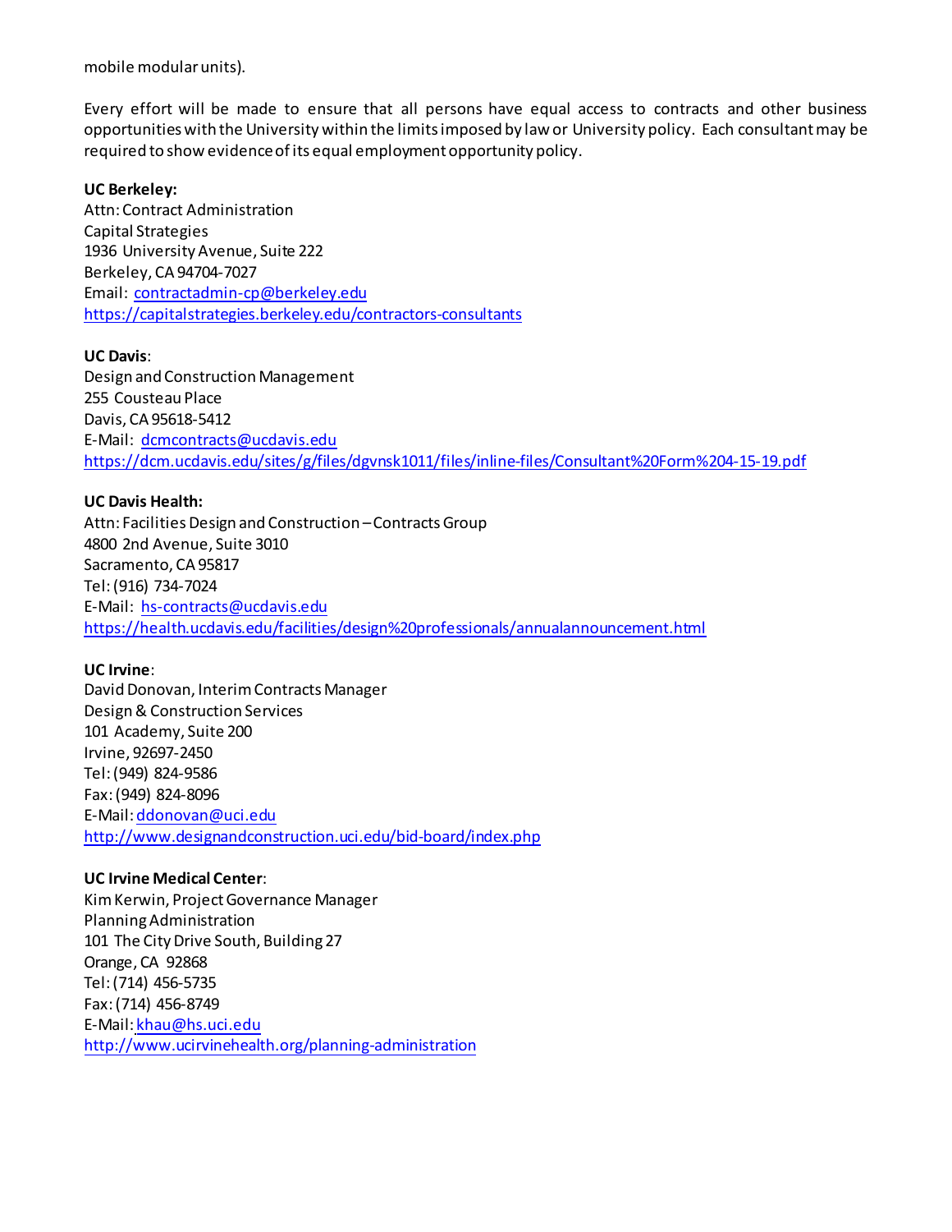mobile modular units).

Every effort will be made to ensure that all persons have equal access to contracts and other business opportunities with the University within the limits imposed by law or University policy. Each consultant may be required to show evidence of its equal employment opportunity policy.

**UC Berkeley:**
Attn: Contract Administration
Capital Strategies
1936 University Avenue, Suite 222
Berkeley, CA 94704-7027
Email: contractadmin-cp@berkeley.edu
https://capitalstrategies.berkeley.edu/contractors-consultants

**UC Davis**:
Design and Construction Management
255 Cousteau Place
Davis, CA 95618-5412
E-Mail: dcmcontracts@ucdavis.edu
https://dcm.ucdavis.edu/sites/g/files/dgvnsk1011/files/inline-files/Consultant%20Form%204-15-19.pdf

**UC Davis Health:**
Attn: Facilities Design and Construction – Contracts Group
4800 2nd Avenue, Suite 3010
Sacramento, CA 95817
Tel: (916) 734-7024
E-Mail: hs-contracts@ucdavis.edu
https://health.ucdavis.edu/facilities/design%20professionals/annualannouncement.html

**UC Irvine**:
David Donovan, Interim Contracts Manager
Design & Construction Services
101 Academy, Suite 200
Irvine, 92697-2450
Tel: (949) 824-9586
Fax: (949) 824-8096
E-Mail: ddonovan@uci.edu
http://www.designandconstruction.uci.edu/bid-board/index.php

**UC Irvine Medical Center**:
Kim Kerwin, Project Governance Manager
Planning Administration
101 The City Drive South, Building 27
Orange, CA 92868
Tel: (714) 456-5735
Fax: (714) 456-8749
E-Mail: khau@hs.uci.edu
http://www.ucirvinehealth.org/planning-administration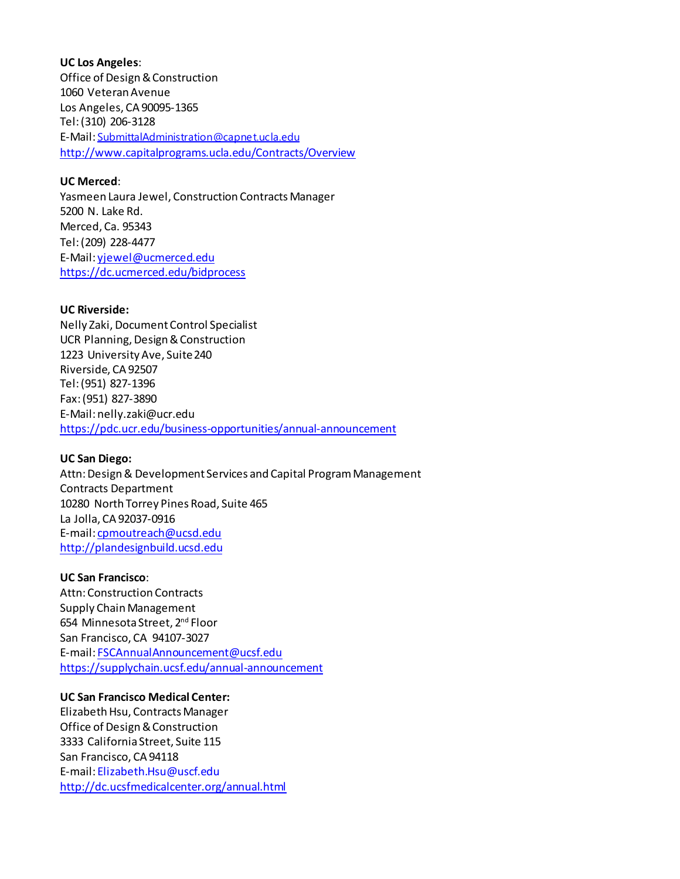**UC Los Angeles**:
Office of Design & Construction
1060 Veteran Avenue
Los Angeles, CA 90095-1365
Tel: (310) 206-3128
E-Mail: SubmittalAdministration@capnet.ucla.edu
http://www.capitalprograms.ucla.edu/Contracts/Overview

**UC Merced**:
Yasmeen Laura Jewel, Construction Contracts Manager
5200 N. Lake Rd.
Merced, Ca. 95343
Tel: (209) 228-4477
E-Mail: yjewel@ucmerced.edu
https://dc.ucmerced.edu/bidprocess

**UC Riverside:**
Nelly Zaki, Document Control Specialist
UCR Planning, Design & Construction
1223 University Ave, Suite 240
Riverside, CA 92507
Tel: (951) 827-1396
Fax: (951) 827-3890
E-Mail: nelly.zaki@ucr.edu
https://pdc.ucr.edu/business-opportunities/annual-announcement

**UC San Diego:**
Attn: Design & Development Services and Capital Program Management
Contracts Department
10280 North Torrey Pines Road, Suite 465
La Jolla, CA 92037-0916
E-mail: cpmoutreach@ucsd.edu
http://plandesignbuild.ucsd.edu

**UC San Francisco**:
Attn: Construction Contracts
Supply Chain Management
654 Minnesota Street, 2nd Floor
San Francisco, CA 94107-3027
E-mail: FSCAnnualAnnouncement@ucsf.edu
https://supplychain.ucsf.edu/annual-announcement

**UC San Francisco Medical Center:**
Elizabeth Hsu, Contracts Manager
Office of Design & Construction
3333 California Street, Suite 115
San Francisco, CA 94118
E-mail: Elizabeth.Hsu@uscf.edu
http://dc.ucsfmedicalcenter.org/annual.html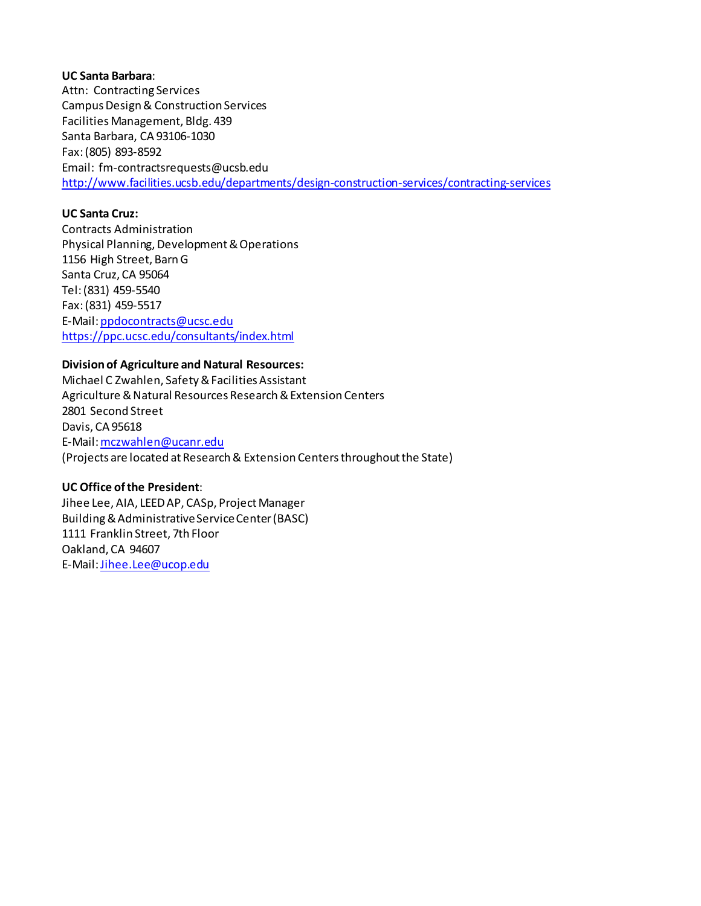**UC Santa Barbara**:
Attn: Contracting Services
Campus Design & Construction Services
Facilities Management, Bldg. 439
Santa Barbara, CA 93106-1030
Fax: (805) 893-8592
Email: fm-contractsrequests@ucsb.edu
http://www.facilities.ucsb.edu/departments/design-construction-services/contracting-services

**UC Santa Cruz:**
Contracts Administration
Physical Planning, Development & Operations
1156 High Street, Barn G
Santa Cruz, CA 95064
Tel: (831) 459-5540
Fax: (831) 459-5517
E-Mail: ppdocontracts@ucsc.edu
https://ppc.ucsc.edu/consultants/index.html

**Division of Agriculture and Natural Resources:**
Michael C Zwahlen, Safety & Facilities Assistant
Agriculture & Natural Resources Research & Extension Centers
2801 Second Street
Davis, CA 95618
E-Mail: mczwahlen@ucanr.edu
(Projects are located at Research & Extension Centers throughout the State)

**UC Office of the President**:
Jihee Lee, AIA, LEED AP, CASp, Project Manager
Building & Administrative Service Center (BASC)
1111 Franklin Street, 7th Floor
Oakland, CA 94607
E-Mail: Jihee.Lee@ucop.edu